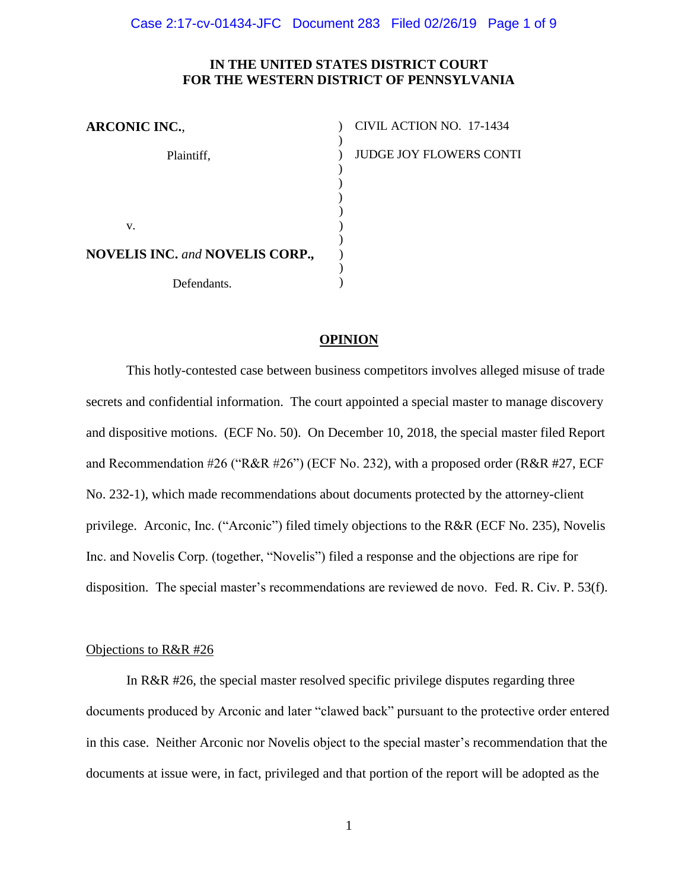**IN THE UNITED STATES DISTRICT COURT**
**FOR THE WESTERN DISTRICT OF PENNSYLVANIA**

| | | |
|---|---|---|
| **ARCONIC INC.**, | ) | CIVIL ACTION NO. 17-1434 |
| Plaintiff, | ) | JUDGE JOY FLOWERS CONTI |
| v. | ) | |
| **NOVELIS INC.** *and* **NOVELIS CORP.,** | ) | |
| Defendants. | ) | |

**OPINION**

This hotly-contested case between business competitors involves alleged misuse of trade secrets and confidential information. The court appointed a special master to manage discovery and dispositive motions. (ECF No. 50). On December 10, 2018, the special master filed Report and Recommendation #26 ("R&R #26") (ECF No. 232), with a proposed order (R&R #27, ECF No. 232-1), which made recommendations about documents protected by the attorney-client privilege. Arconic, Inc. ("Arconic") filed timely objections to the R&R (ECF No. 235), Novelis Inc. and Novelis Corp. (together, "Novelis") filed a response and the objections are ripe for disposition. The special master's recommendations are reviewed de novo. Fed. R. Civ. P. 53(f).

Objections to R&R #26

In R&R #26, the special master resolved specific privilege disputes regarding three documents produced by Arconic and later "clawed back" pursuant to the protective order entered in this case. Neither Arconic nor Novelis object to the special master's recommendation that the documents at issue were, in fact, privileged and that portion of the report will be adopted as the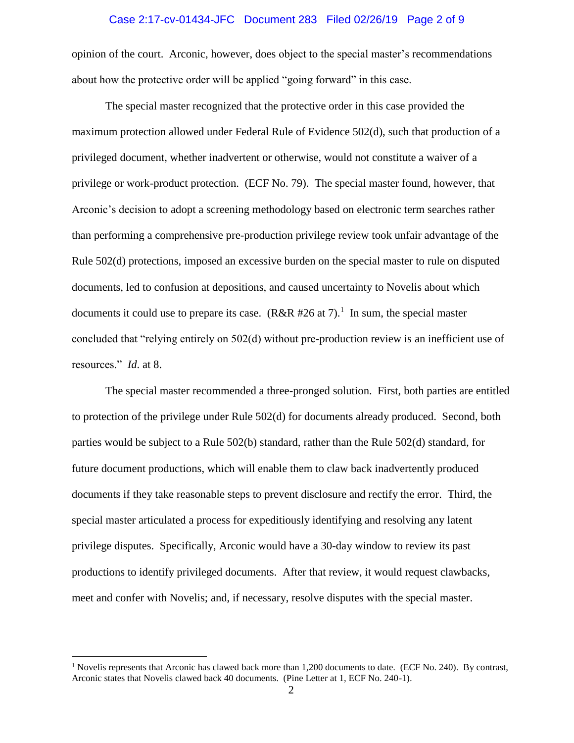opinion of the court. Arconic, however, does object to the special master's recommendations about how the protective order will be applied "going forward" in this case.

The special master recognized that the protective order in this case provided the maximum protection allowed under Federal Rule of Evidence 502(d), such that production of a privileged document, whether inadvertent or otherwise, would not constitute a waiver of a privilege or work-product protection. (ECF No. 79). The special master found, however, that Arconic's decision to adopt a screening methodology based on electronic term searches rather than performing a comprehensive pre-production privilege review took unfair advantage of the Rule 502(d) protections, imposed an excessive burden on the special master to rule on disputed documents, led to confusion at depositions, and caused uncertainty to Novelis about which documents it could use to prepare its case. (R&R #26 at 7).[1] In sum, the special master concluded that "relying entirely on 502(d) without pre-production review is an inefficient use of resources." *Id*. at 8.

The special master recommended a three-pronged solution. First, both parties are entitled to protection of the privilege under Rule 502(d) for documents already produced. Second, both parties would be subject to a Rule 502(b) standard, rather than the Rule 502(d) standard, for future document productions, which will enable them to claw back inadvertently produced documents if they take reasonable steps to prevent disclosure and rectify the error. Third, the special master articulated a process for expeditiously identifying and resolving any latent privilege disputes. Specifically, Arconic would have a 30-day window to review its past productions to identify privileged documents. After that review, it would request clawbacks, meet and confer with Novelis; and, if necessary, resolve disputes with the special master.

---

[1] Novelis represents that Arconic has clawed back more than 1,200 documents to date. (ECF No. 240). By contrast, Arconic states that Novelis clawed back 40 documents. (Pine Letter at 1, ECF No. 240-1).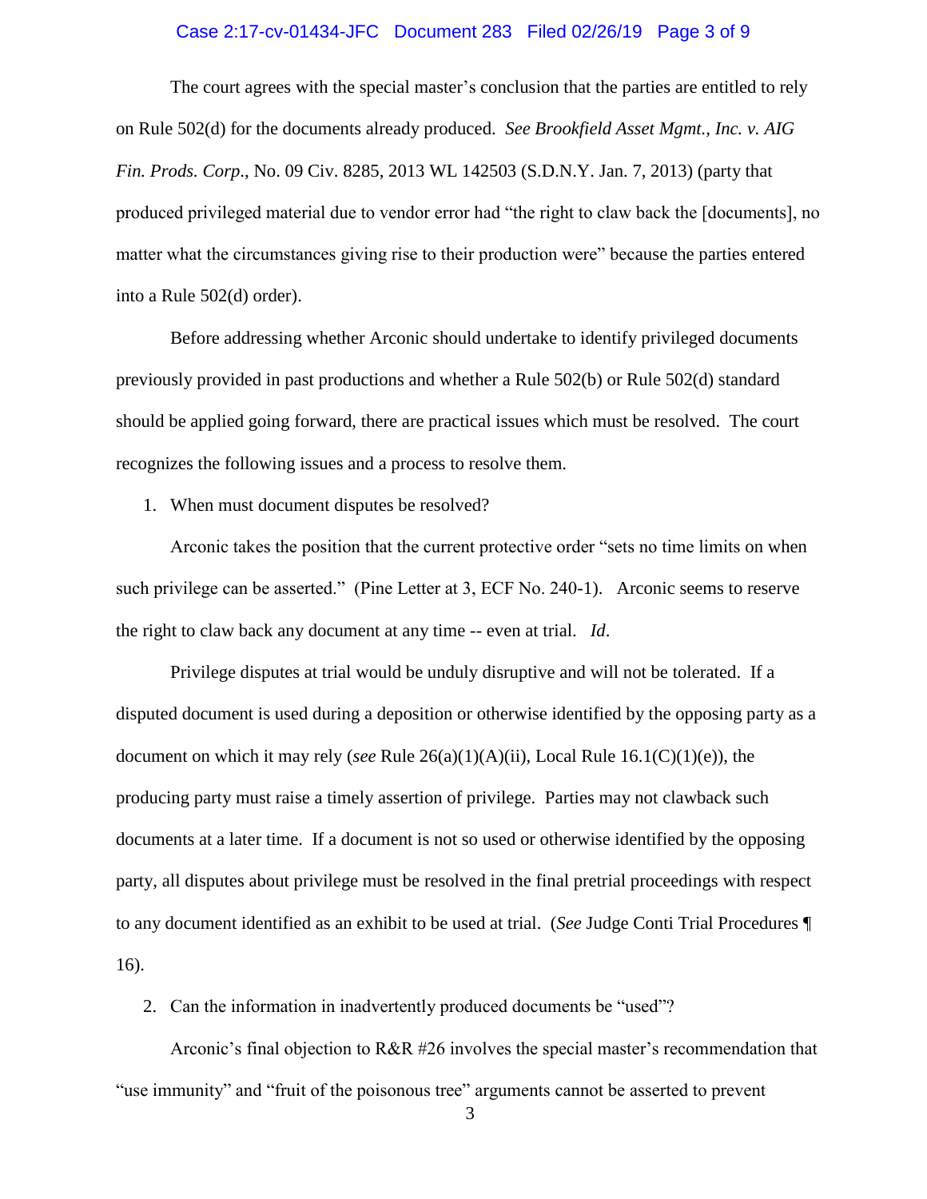The court agrees with the special master's conclusion that the parties are entitled to rely on Rule 502(d) for the documents already produced. *See Brookfield Asset Mgmt., Inc. v. AIG Fin. Prods. Corp.*, No. 09 Civ. 8285, 2013 WL 142503 (S.D.N.Y. Jan. 7, 2013) (party that produced privileged material due to vendor error had "the right to claw back the [documents], no matter what the circumstances giving rise to their production were" because the parties entered into a Rule 502(d) order).

Before addressing whether Arconic should undertake to identify privileged documents previously provided in past productions and whether a Rule 502(b) or Rule 502(d) standard should be applied going forward, there are practical issues which must be resolved. The court recognizes the following issues and a process to resolve them.

1. When must document disputes be resolved?

Arconic takes the position that the current protective order "sets no time limits on when such privilege can be asserted." (Pine Letter at 3, ECF No. 240-1). Arconic seems to reserve the right to claw back any document at any time -- even at trial. *Id*.

Privilege disputes at trial would be unduly disruptive and will not be tolerated. If a disputed document is used during a deposition or otherwise identified by the opposing party as a document on which it may rely (*see* Rule 26(a)(1)(A)(ii), Local Rule 16.1(C)(1)(e)), the producing party must raise a timely assertion of privilege. Parties may not clawback such documents at a later time. If a document is not so used or otherwise identified by the opposing party, all disputes about privilege must be resolved in the final pretrial proceedings with respect to any document identified as an exhibit to be used at trial. (*See* Judge Conti Trial Procedures ¶ 16).

2. Can the information in inadvertently produced documents be "used"?

Arconic's final objection to R&R #26 involves the special master's recommendation that "use immunity" and "fruit of the poisonous tree" arguments cannot be asserted to prevent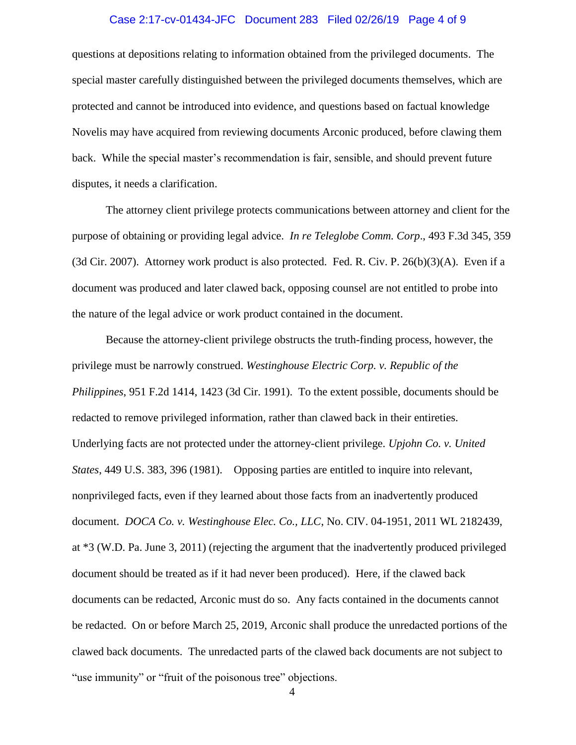questions at depositions relating to information obtained from the privileged documents. The special master carefully distinguished between the privileged documents themselves, which are protected and cannot be introduced into evidence, and questions based on factual knowledge Novelis may have acquired from reviewing documents Arconic produced, before clawing them back. While the special master's recommendation is fair, sensible, and should prevent future disputes, it needs a clarification.

The attorney client privilege protects communications between attorney and client for the purpose of obtaining or providing legal advice. *In re Teleglobe Comm. Corp*., 493 F.3d 345, 359 (3d Cir. 2007). Attorney work product is also protected. Fed. R. Civ. P. 26(b)(3)(A). Even if a document was produced and later clawed back, opposing counsel are not entitled to probe into the nature of the legal advice or work product contained in the document.

Because the attorney-client privilege obstructs the truth-finding process, however, the privilege must be narrowly construed. *Westinghouse Electric Corp. v. Republic of the Philippines*, 951 F.2d 1414, 1423 (3d Cir. 1991). To the extent possible, documents should be redacted to remove privileged information, rather than clawed back in their entireties. Underlying facts are not protected under the attorney-client privilege. *Upjohn Co. v. United States*, 449 U.S. 383, 396 (1981). Opposing parties are entitled to inquire into relevant, nonprivileged facts, even if they learned about those facts from an inadvertently produced document. *DOCA Co. v. Westinghouse Elec. Co., LLC*, No. CIV. 04-1951, 2011 WL 2182439, at *3 (W.D. Pa. June 3, 2011) (rejecting the argument that the inadvertently produced privileged document should be treated as if it had never been produced). Here, if the clawed back documents can be redacted, Arconic must do so. Any facts contained in the documents cannot be redacted. On or before March 25, 2019, Arconic shall produce the unredacted portions of the clawed back documents. The unredacted parts of the clawed back documents are not subject to "use immunity" or "fruit of the poisonous tree" objections.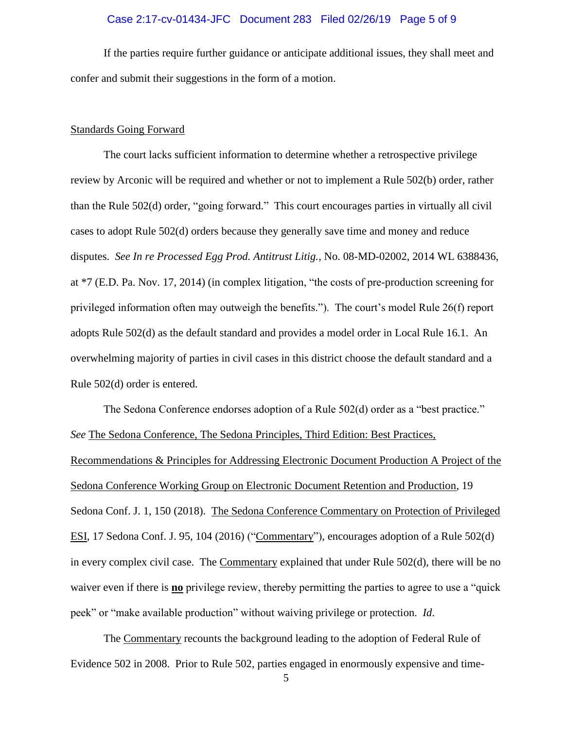If the parties require further guidance or anticipate additional issues, they shall meet and confer and submit their suggestions in the form of a motion.

Standards Going Forward

The court lacks sufficient information to determine whether a retrospective privilege review by Arconic will be required and whether or not to implement a Rule 502(b) order, rather than the Rule 502(d) order, "going forward." This court encourages parties in virtually all civil cases to adopt Rule 502(d) orders because they generally save time and money and reduce disputes. *See In re Processed Egg Prod. Antitrust Litig.*, No. 08-MD-02002, 2014 WL 6388436, at *7 (E.D. Pa. Nov. 17, 2014) (in complex litigation, "the costs of pre-production screening for privileged information often may outweigh the benefits."). The court's model Rule 26(f) report adopts Rule 502(d) as the default standard and provides a model order in Local Rule 16.1. An overwhelming majority of parties in civil cases in this district choose the default standard and a Rule 502(d) order is entered.

The Sedona Conference endorses adoption of a Rule 502(d) order as a "best practice." *See* The Sedona Conference, The Sedona Principles, Third Edition: Best Practices, Recommendations & Principles for Addressing Electronic Document Production A Project of the Sedona Conference Working Group on Electronic Document Retention and Production, 19 Sedona Conf. J. 1, 150 (2018). The Sedona Conference Commentary on Protection of Privileged ESI, 17 Sedona Conf. J. 95, 104 (2016) ("Commentary"), encourages adoption of a Rule 502(d) in every complex civil case. The Commentary explained that under Rule 502(d), there will be no waiver even if there is **no** privilege review, thereby permitting the parties to agree to use a "quick peek" or "make available production" without waiving privilege or protection. *Id*.

The Commentary recounts the background leading to the adoption of Federal Rule of Evidence 502 in 2008. Prior to Rule 502, parties engaged in enormously expensive and time-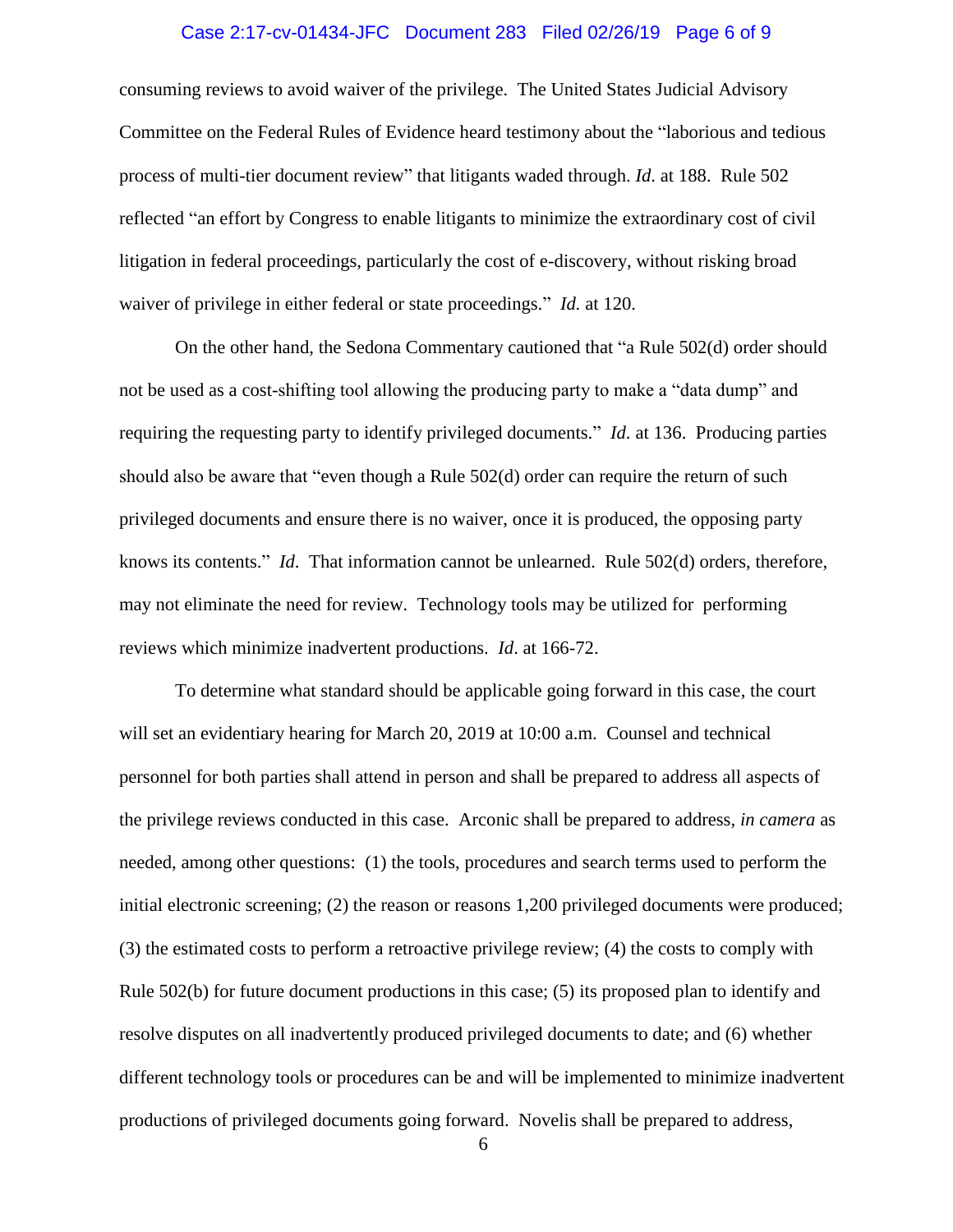consuming reviews to avoid waiver of the privilege. The United States Judicial Advisory Committee on the Federal Rules of Evidence heard testimony about the "laborious and tedious process of multi-tier document review" that litigants waded through. *Id*. at 188. Rule 502 reflected "an effort by Congress to enable litigants to minimize the extraordinary cost of civil litigation in federal proceedings, particularly the cost of e-discovery, without risking broad waiver of privilege in either federal or state proceedings." *Id.* at 120.

On the other hand, the Sedona Commentary cautioned that "a Rule 502(d) order should not be used as a cost-shifting tool allowing the producing party to make a "data dump" and requiring the requesting party to identify privileged documents." *Id*. at 136. Producing parties should also be aware that "even though a Rule 502(d) order can require the return of such privileged documents and ensure there is no waiver, once it is produced, the opposing party knows its contents." *Id*. That information cannot be unlearned. Rule 502(d) orders, therefore, may not eliminate the need for review. Technology tools may be utilized for performing reviews which minimize inadvertent productions. *Id*. at 166-72.

To determine what standard should be applicable going forward in this case, the court will set an evidentiary hearing for March 20, 2019 at 10:00 a.m. Counsel and technical personnel for both parties shall attend in person and shall be prepared to address all aspects of the privilege reviews conducted in this case. Arconic shall be prepared to address, *in camera* as needed, among other questions: (1) the tools, procedures and search terms used to perform the initial electronic screening; (2) the reason or reasons 1,200 privileged documents were produced; (3) the estimated costs to perform a retroactive privilege review; (4) the costs to comply with Rule 502(b) for future document productions in this case; (5) its proposed plan to identify and resolve disputes on all inadvertently produced privileged documents to date; and (6) whether different technology tools or procedures can be and will be implemented to minimize inadvertent productions of privileged documents going forward. Novelis shall be prepared to address,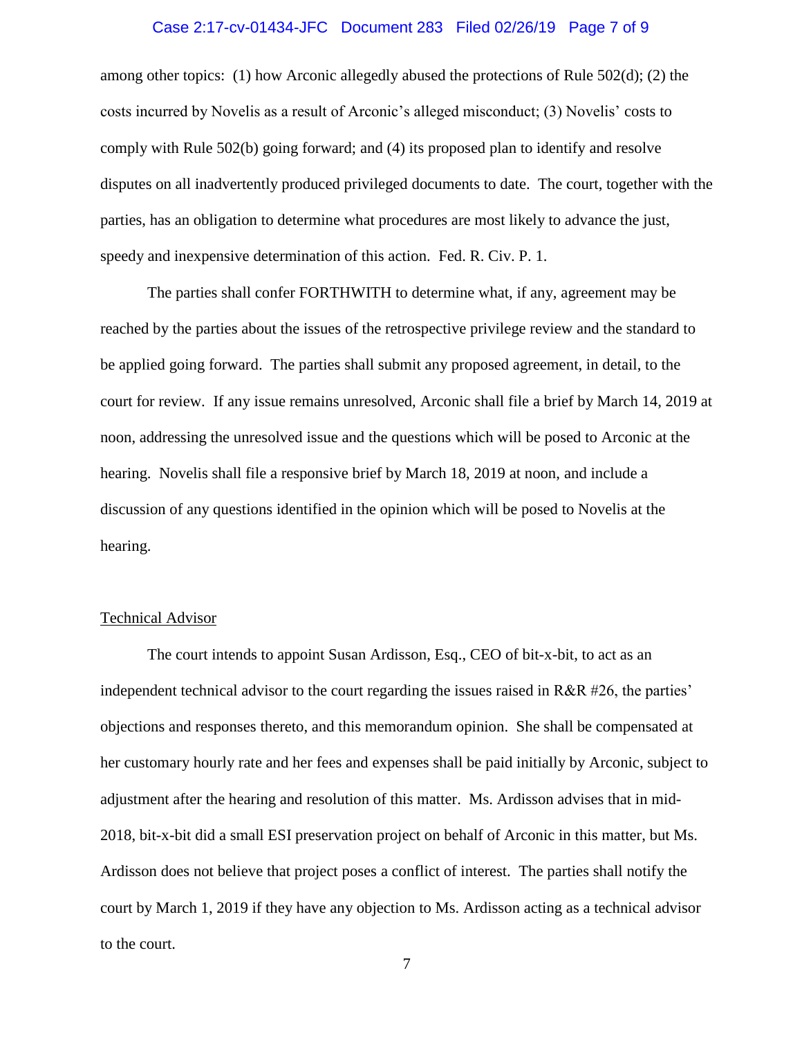among other topics: (1) how Arconic allegedly abused the protections of Rule 502(d); (2) the costs incurred by Novelis as a result of Arconic's alleged misconduct; (3) Novelis' costs to comply with Rule 502(b) going forward; and (4) its proposed plan to identify and resolve disputes on all inadvertently produced privileged documents to date. The court, together with the parties, has an obligation to determine what procedures are most likely to advance the just, speedy and inexpensive determination of this action. Fed. R. Civ. P. 1.

The parties shall confer FORTHWITH to determine what, if any, agreement may be reached by the parties about the issues of the retrospective privilege review and the standard to be applied going forward. The parties shall submit any proposed agreement, in detail, to the court for review. If any issue remains unresolved, Arconic shall file a brief by March 14, 2019 at noon, addressing the unresolved issue and the questions which will be posed to Arconic at the hearing. Novelis shall file a responsive brief by March 18, 2019 at noon, and include a discussion of any questions identified in the opinion which will be posed to Novelis at the hearing.

<u>Technical Advisor</u>

The court intends to appoint Susan Ardisson, Esq., CEO of bit-x-bit, to act as an independent technical advisor to the court regarding the issues raised in R&R #26, the parties' objections and responses thereto, and this memorandum opinion. She shall be compensated at her customary hourly rate and her fees and expenses shall be paid initially by Arconic, subject to adjustment after the hearing and resolution of this matter. Ms. Ardisson advises that in mid-2018, bit-x-bit did a small ESI preservation project on behalf of Arconic in this matter, but Ms. Ardisson does not believe that project poses a conflict of interest. The parties shall notify the court by March 1, 2019 if they have any objection to Ms. Ardisson acting as a technical advisor to the court.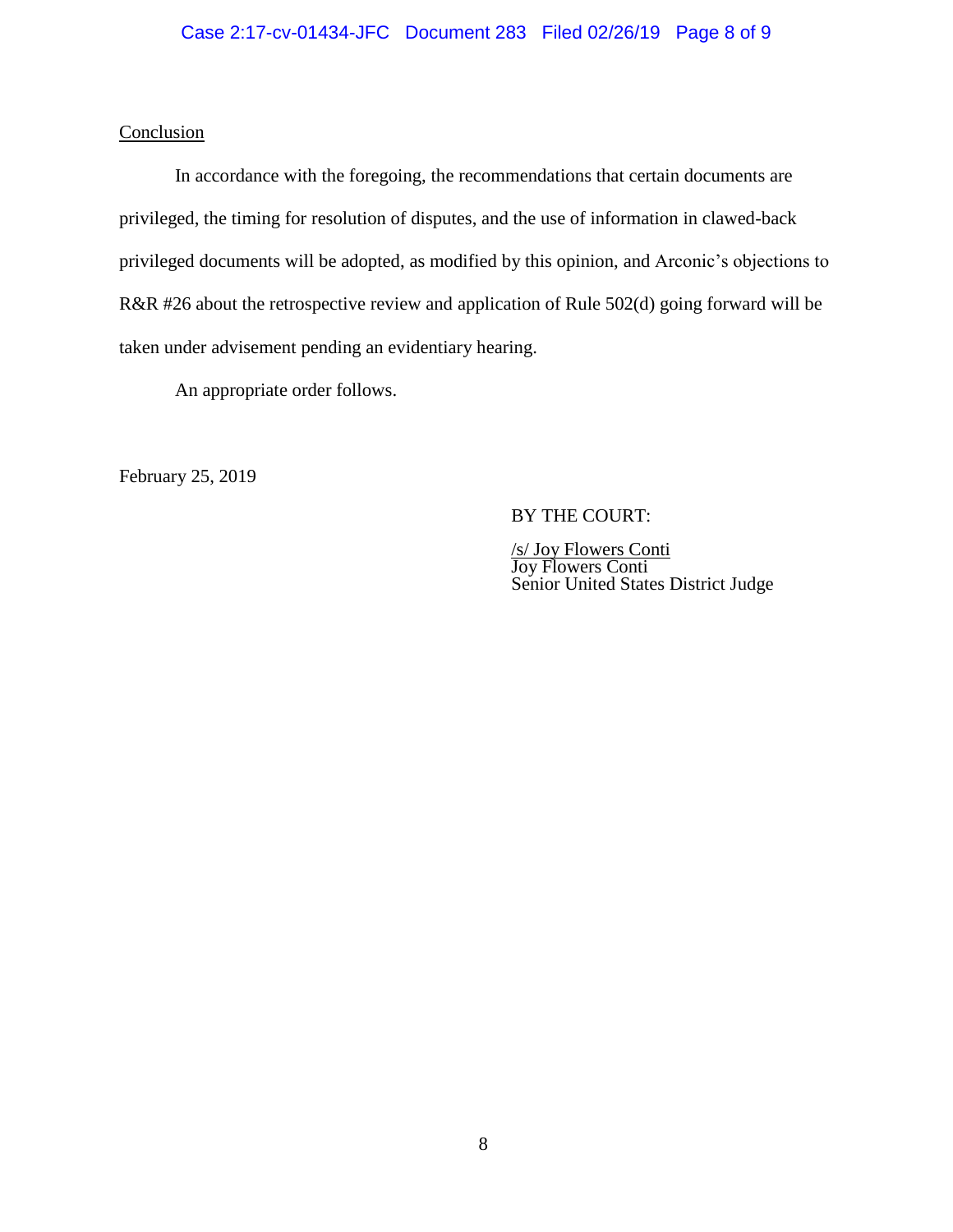<u>Conclusion</u>

In accordance with the foregoing, the recommendations that certain documents are privileged, the timing for resolution of disputes, and the use of information in clawed-back privileged documents will be adopted, as modified by this opinion, and Arconic's objections to R&R #26 about the retrospective review and application of Rule 502(d) going forward will be taken under advisement pending an evidentiary hearing.

An appropriate order follows.

February 25, 2019

BY THE COURT:

<u>/s/ Joy Flowers Conti</u>
Joy Flowers Conti
Senior United States District Judge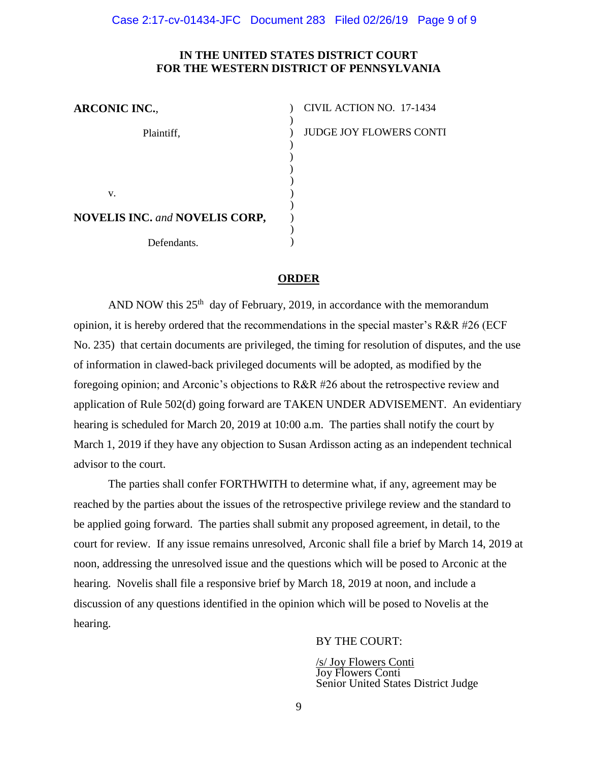**IN THE UNITED STATES DISTRICT COURT**
**FOR THE WESTERN DISTRICT OF PENNSYLVANIA**

| | |
|---|---|
| **ARCONIC INC.**, | CIVIL ACTION NO. 17-1434 |
| Plaintiff, | JUDGE JOY FLOWERS CONTI |
| v. | |
| **NOVELIS INC.** *and* **NOVELIS CORP,** | |
| Defendants. | |

## ORDER

AND NOW this 25th day of February, 2019, in accordance with the memorandum opinion, it is hereby ordered that the recommendations in the special master's R&R #26 (ECF No. 235) that certain documents are privileged, the timing for resolution of disputes, and the use of information in clawed-back privileged documents will be adopted, as modified by the foregoing opinion; and Arconic's objections to R&R #26 about the retrospective review and application of Rule 502(d) going forward are TAKEN UNDER ADVISEMENT. An evidentiary hearing is scheduled for March 20, 2019 at 10:00 a.m. The parties shall notify the court by March 1, 2019 if they have any objection to Susan Ardisson acting as an independent technical advisor to the court.

The parties shall confer FORTHWITH to determine what, if any, agreement may be reached by the parties about the issues of the retrospective privilege review and the standard to be applied going forward. The parties shall submit any proposed agreement, in detail, to the court for review. If any issue remains unresolved, Arconic shall file a brief by March 14, 2019 at noon, addressing the unresolved issue and the questions which will be posed to Arconic at the hearing. Novelis shall file a responsive brief by March 18, 2019 at noon, and include a discussion of any questions identified in the opinion which will be posed to Novelis at the hearing.

BY THE COURT:

/s/ Joy Flowers Conti
Joy Flowers Conti
Senior United States District Judge